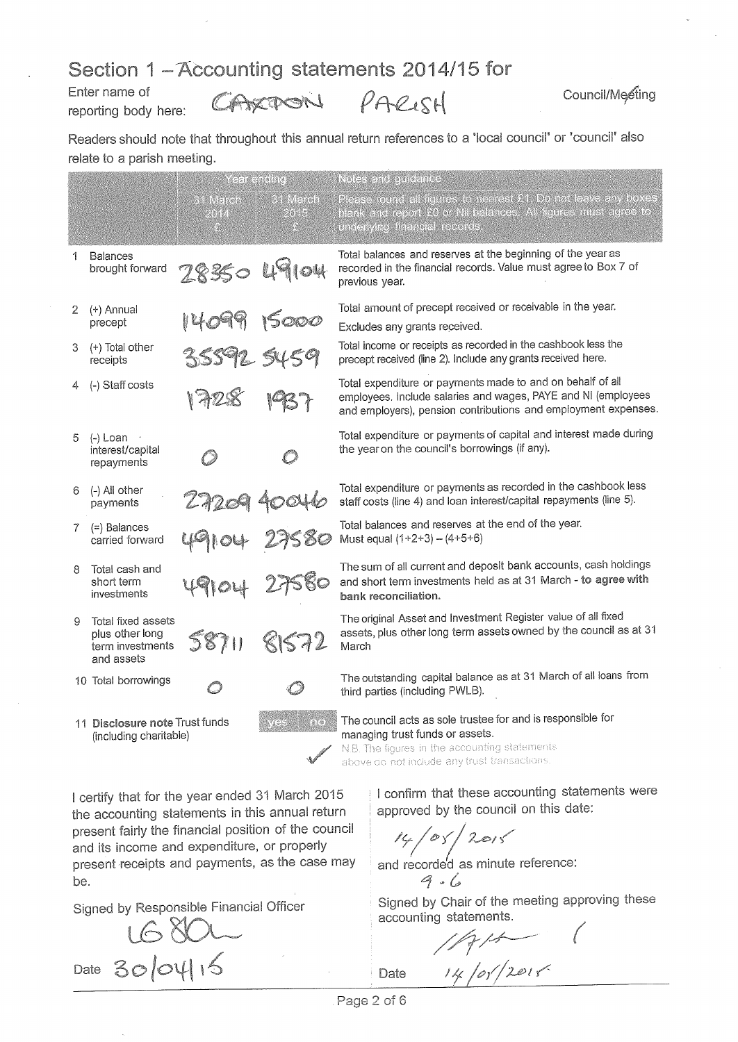# Section 1 – Accounting statements 2014/15 for

Enter name of reporting body here: CAXTON PARISH Council/~~Meeting~~

Readers should note that throughout this annual return references to a 'local council' or 'council' also relate to a parish meeting.

| | Year ending 31 March 2014 £ | Year ending 31 March 2015 £ | Notes and guidance |
|---|---|---|---|
| | | | Please round all figures to nearest £1. Do not leave any boxes blank and report £0 or Nil balances. All figures must agree to underlying financial records. |
| 1 Balances brought forward | 28350 | 49104 | Total balances and reserves at the beginning of the year as recorded in the financial records. Value must agree to Box 7 of previous year. |
| 2 (+) Annual precept | 14099 | 15000 | Total amount of precept received or receivable in the year. Excludes any grants received. |
| 3 (+) Total other receipts | 35592 | 5459 | Total income or receipts as recorded in the cashbook less the precept received (line 2). Include any grants received here. |
| 4 (-) Staff costs | 1728 | 1937 | Total expenditure or payments made to and on behalf of all employees. Include salaries and wages, PAYE and NI (employees and employers), pension contributions and employment expenses. |
| 5 (-) Loan interest/capital repayments | 0 | 0 | Total expenditure or payments of capital and interest made during the year on the council's borrowings (if any). |
| 6 (-) All other payments | 27209 | 40046 | Total expenditure or payments as recorded in the cashbook less staff costs (line 4) and loan interest/capital repayments (line 5). |
| 7 (=) Balances carried forward | 49104 | 27580 | Total balances and reserves at the end of the year. Must equal (1+2+3) – (4+5+6) |
| 8 Total cash and short term investments | 49104 | 27580 | The sum of all current and deposit bank accounts, cash holdings and short term investments held as at 31 March - **to agree with bank reconciliation.** |
| 9 Total fixed assets plus other long term investments and assets | 58711 | 81572 | The original Asset and Investment Register value of all fixed assets, plus other long term assets owned by the council as at 31 March |
| 10 Total borrowings | 0 | 0 | The outstanding capital balance as at 31 March of all loans from third parties (including PWLB). |
| 11 **Disclosure note** Trust funds (including charitable) | yes | no ✓ | The council acts as sole trustee for and is responsible for managing trust funds or assets. N.B. The figures in the accounting statements above do not include any trust transactions. |

I certify that for the year ended 31 March 2015 the accounting statements in this annual return present fairly the financial position of the council and its income and expenditure, or properly present receipts and payments, as the case may be.

Signed by Responsible Financial Officer

LG BOL

Date 30/04/15

I confirm that these accounting statements were approved by the council on this date:

14/05/2015

and recorded as minute reference:

9.6

Signed by Chair of the meeting approving these accounting statements.

[signature]

Date 14/05/2015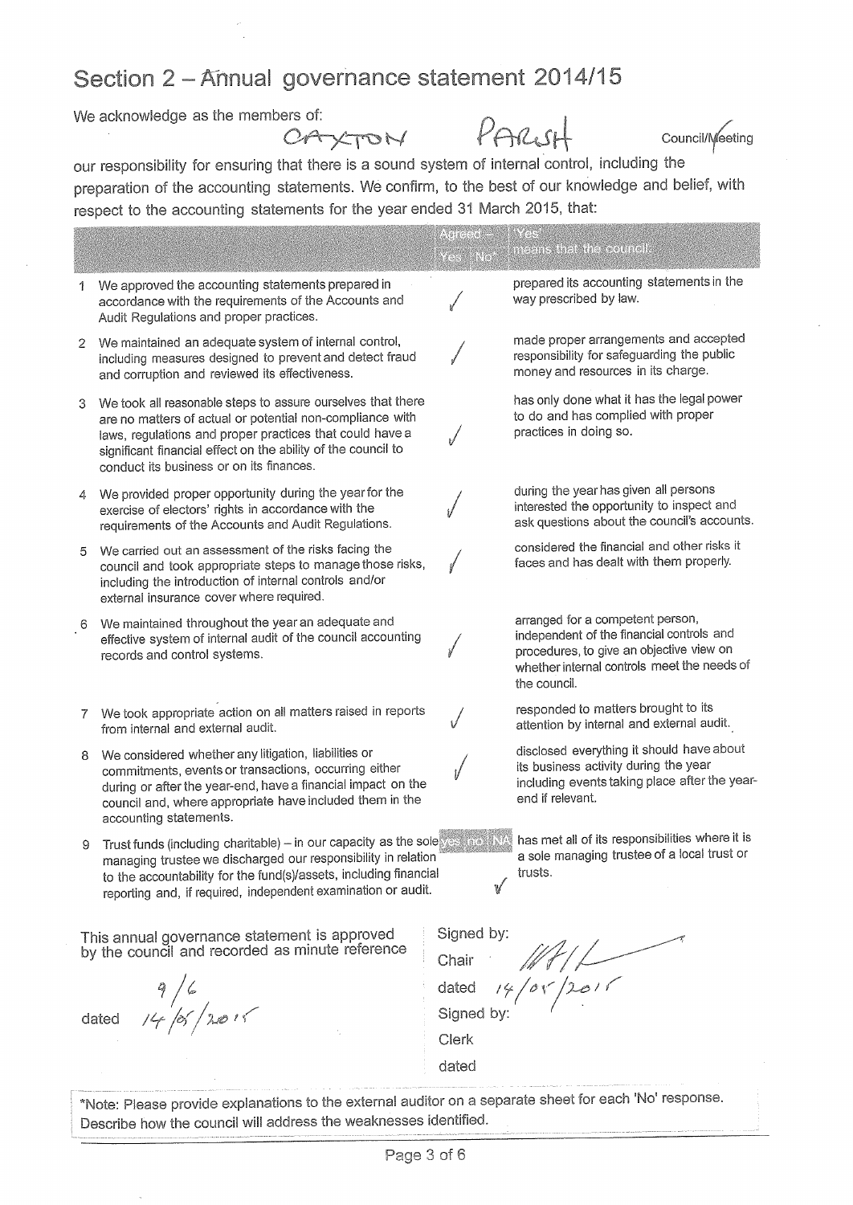# Section 2 – Annual governance statement 2014/15

We acknowledge as the members of:

CAYTON PARISH Council/~~Meeting~~

our responsibility for ensuring that there is a sound system of internal control, including the preparation of the accounting statements. We confirm, to the best of our knowledge and belief, with respect to the accounting statements for the year ended 31 March 2015, that:

| | Agreed – Yes | No* | 'Yes' means that the council: |
|---|---|---|---|
| 1 We approved the accounting statements prepared in accordance with the requirements of the Accounts and Audit Regulations and proper practices. | ✓ | | prepared its accounting statements in the way prescribed by law. |
| 2 We maintained an adequate system of internal control, including measures designed to prevent and detect fraud and corruption and reviewed its effectiveness. | ✓ | | made proper arrangements and accepted responsibility for safeguarding the public money and resources in its charge. |
| 3 We took all reasonable steps to assure ourselves that there are no matters of actual or potential non-compliance with laws, regulations and proper practices that could have a significant financial effect on the ability of the council to conduct its business or on its finances. | ✓ | | has only done what it has the legal power to do and has complied with proper practices in doing so. |
| 4 We provided proper opportunity during the year for the exercise of electors' rights in accordance with the requirements of the Accounts and Audit Regulations. | ✓ | | during the year has given all persons interested the opportunity to inspect and ask questions about the council's accounts. |
| 5 We carried out an assessment of the risks facing the council and took appropriate steps to manage those risks, including the introduction of internal controls and/or external insurance cover where required. | ✓ | | considered the financial and other risks it faces and has dealt with them properly. |
| 6 We maintained throughout the year an adequate and effective system of internal audit of the council accounting records and control systems. | ✓ | | arranged for a competent person, independent of the financial controls and procedures, to give an objective view on whether internal controls meet the needs of the council. |
| 7 We took appropriate action on all matters raised in reports from internal and external audit. | ✓ | | responded to matters brought to its attention by internal and external audit. |
| 8 We considered whether any litigation, liabilities or commitments, events or transactions, occurring either during or after the year-end, have a financial impact on the council and, where appropriate have included them in the accounting statements. | ✓ | | disclosed everything it should have about its business activity during the year including events taking place after the year-end if relevant. |

| | yes | no | N/A | |
|---|---|---|---|---|
| 9 Trust funds (including charitable) – in our capacity as the sole managing trustee we discharged our responsibility in relation to the accountability for the fund(s)/assets, including financial reporting and, if required, independent examination or audit. | | | ✓ | has met all of its responsibilities where it is a sole managing trustee of a local trust or trusts. |

This annual governance statement is approved by the council and recorded as minute reference

9/6

dated 14/05/2015

Signed by:

Chair [signature]

dated 14/05/2015

Signed by:

Clerk

dated

*Note: Please provide explanations to the external auditor on a separate sheet for each 'No' response. Describe how the council will address the weaknesses identified.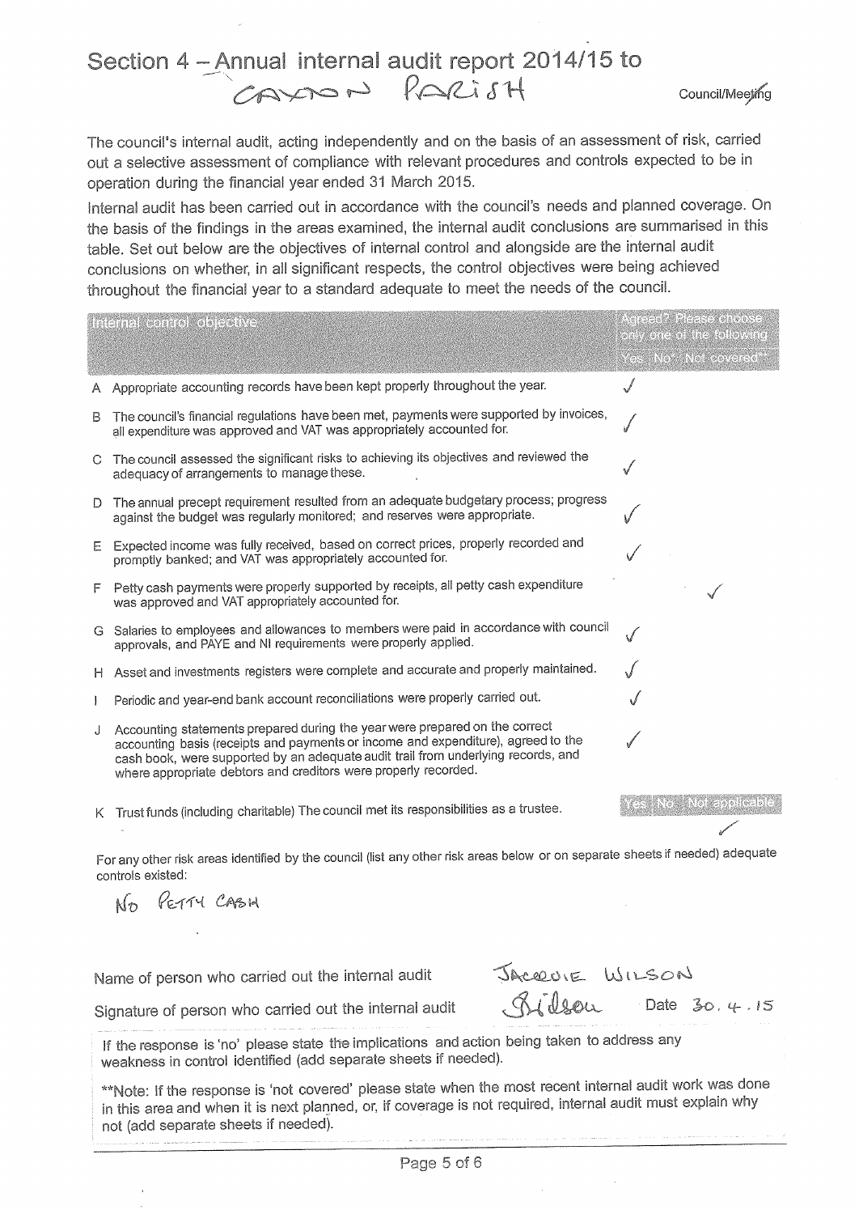# Section 4 – Annual internal audit report 2014/15 to

CAYTON PARISH Council/~~Meeting~~

The council's internal audit, acting independently and on the basis of an assessment of risk, carried out a selective assessment of compliance with relevant procedures and controls expected to be in operation during the financial year ended 31 March 2015.

Internal audit has been carried out in accordance with the council's needs and planned coverage. On the basis of the findings in the areas examined, the internal audit conclusions are summarised in this table. Set out below are the objectives of internal control and alongside are the internal audit conclusions on whether, in all significant respects, the control objectives were being achieved throughout the financial year to a standard adequate to meet the needs of the council.

| Internal control objective | Agreed? Please choose only one of the following | | |
|---|---|---|---|
| | Yes | No* | Not covered** |
| A Appropriate accounting records have been kept properly throughout the year. | ✓ | | |
| B The council's financial regulations have been met, payments were supported by invoices, all expenditure was approved and VAT was appropriately accounted for. | ✓ | | |
| C The council assessed the significant risks to achieving its objectives and reviewed the adequacy of arrangements to manage these. | ✓ | | |
| D The annual precept requirement resulted from an adequate budgetary process; progress against the budget was regularly monitored; and reserves were appropriate. | ✓ | | |
| E Expected income was fully received, based on correct prices, properly recorded and promptly banked; and VAT was appropriately accounted for. | ✓ | | |
| F Petty cash payments were properly supported by receipts, all petty cash expenditure was approved and VAT appropriately accounted for. | | | ✓ |
| G Salaries to employees and allowances to members were paid in accordance with council approvals, and PAYE and NI requirements were properly applied. | ✓ | | |
| H Asset and investments registers were complete and accurate and properly maintained. | ✓ | | |
| I Periodic and year-end bank account reconciliations were properly carried out. | ✓ | | |
| J Accounting statements prepared during the year were prepared on the correct accounting basis (receipts and payments or income and expenditure), agreed to the cash book, were supported by an adequate audit trail from underlying records, and where appropriate debtors and creditors were properly recorded. | ✓ | | |
| | **Yes** | **No** | **Not applicable** |
| K Trust funds (including charitable) The council met its responsibilities as a trustee. | | | ✓ |

For any other risk areas identified by the council (list any other risk areas below or on separate sheets if needed) adequate controls existed:

NO PETTY CASH

Name of person who carried out the internal audit JACQUIE WILSON

Signature of person who carried out the internal audit *Wilson* Date 30.4.15

If the response is 'no' please state the implications and action being taken to address any weakness in control identified (add separate sheets if needed).

**Note: If the response is 'not covered' please state when the most recent internal audit work was done in this area and when it is next planned, or, if coverage is not required, internal audit must explain why not (add separate sheets if needed).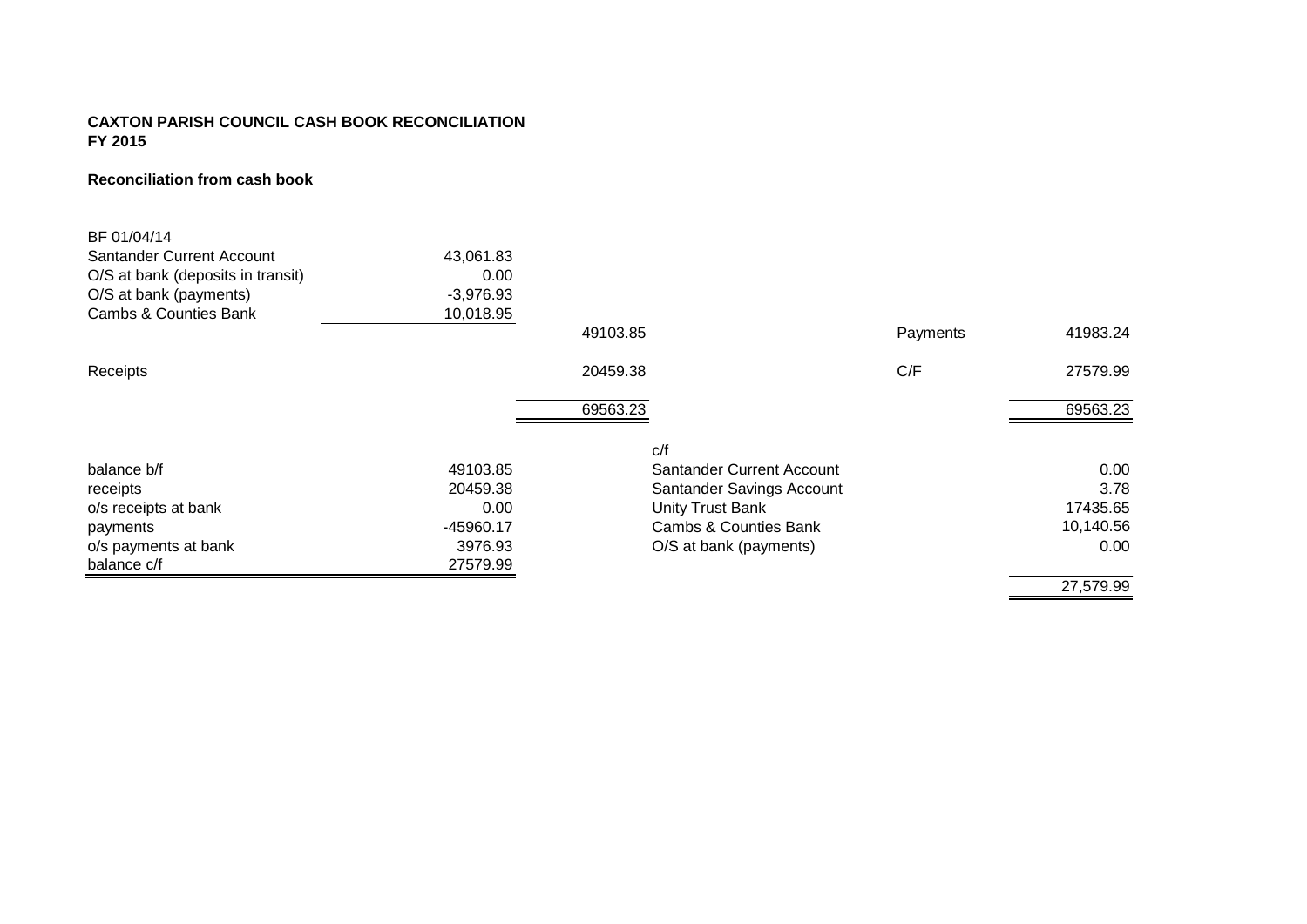**CAXTON PARISH COUNCIL CASH BOOK RECONCILIATION**
**FY 2015**

**Reconciliation from cash book**

| | | | | |
|---|---|---|---|---|
| BF 01/04/14 | | | | |
| Santander Current Account | 43,061.83 | | | |
| O/S at bank (deposits in transit) | 0.00 | | | |
| O/S at bank (payments) | -3,976.93 | | | |
| Cambs & Counties Bank | 10,018.95 | | | |
| | | 49103.85 | Payments | 41983.24 |
| Receipts | | 20459.38 | C/F | 27579.99 |
| | | 69563.23 | | 69563.23 |

| | | | |
|---|---|---|---|
| | | c/f | |
| balance b/f | 49103.85 | Santander Current Account | 0.00 |
| receipts | 20459.38 | Santander Savings Account | 3.78 |
| o/s receipts at bank | 0.00 | Unity Trust Bank | 17435.65 |
| payments | -45960.17 | Cambs & Counties Bank | 10,140.56 |
| o/s payments at bank | 3976.93 | O/S at bank (payments) | 0.00 |
| balance c/f | 27579.99 | | |
| | | | 27,579.99 |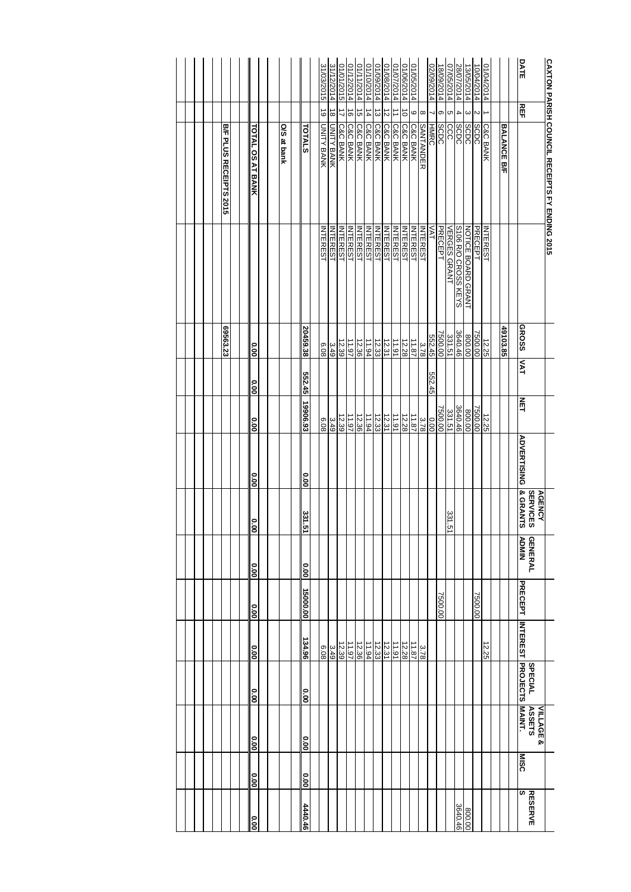# CAXTON PARISH COUNCIL RECEIPTS FY ENDING 2015

| DATE | REF | | | GROSS | VAT | NET | ADVERTISING | AGENCY SERVICES & GRANTS | GENERAL ADMIN | PRECEPT | INTEREST | SPECIAL PROJECTS | VILLAGE & ASSETS MAINT. | MISC | RESERVES |
|---|---|---|---|---|---|---|---|---|---|---|---|---|---|---|---|
| | | **BALANCE B/F** | | **49103.85** | | | | | | | | | | | |
| 01/04/2014 | 1 | C&C BANK | INTEREST | 12.25 | | 12.25 | | | | | 12.25 | | | | |
| 10/04/2014 | 2 | SCDC | PRECEPT | 7500.00 | | 7500.00 | | | | 7500.00 | | | | | |
| 13/05/2014 | 3 | SCDC | NOTICE BOARD GRANT | 800.00 | | 800.00 | | | | | | | | | 800.00 |
| 28/07/2014 | 4 | SCDC | S106 R/O CROSS KEYS | 3640.46 | | 3640.46 | | | | | | | | | 3640.46 |
| 07/05/2014 | 5 | CCC | VERGES GRANT | 331.51 | | 331.51 | | 331.51 | | | | | | | |
| 18/09/2014 | 6 | SCDC | PRECEPT | 7500.00 | | 7500.00 | | | | 7500.00 | | | | | |
| 02/09/2014 | 7 | HMRC | VAT | 552.45 | 552.45 | 0.00 | | | | | | | | | |
| | 8 | SANTANDER | INTEREST | 3.78 | | 3.78 | | | | | 3.78 | | | | |
| 01/05/2014 | 9 | C&C BANK | INTEREST | 11.87 | | 11.87 | | | | | 11.87 | | | | |
| 01/06/2014 | 10 | C&C BANK | INTEREST | 12.28 | | 12.28 | | | | | 12.28 | | | | |
| 01/07/2014 | 11 | C&C BANK | INTEREST | 11.91 | | 11.91 | | | | | 11.91 | | | | |
| 01/08/2014 | 12 | C&C BANK | INTEREST | 12.31 | | 12.31 | | | | | 12.31 | | | | |
| 01/09/2014 | 13 | C&C BANK | INTEREST | 12.33 | | 12.33 | | | | | 12.33 | | | | |
| 01/10/2014 | 14 | C&C BANK | INTEREST | 11.94 | | 11.94 | | | | | 11.94 | | | | |
| 01/11/2014 | 15 | C&C BANK | INTEREST | 12.36 | | 12.36 | | | | | 12.36 | | | | |
| 01/12/2014 | 16 | C&C BANK | INTEREST | 11.97 | | 11.97 | | | | | 11.97 | | | | |
| 01/01/2015 | 17 | C&C BANK | INTEREST | 12.39 | | 12.39 | | | | | 12.39 | | | | |
| 31/12/2014 | 18 | UNITY BANK | INTEREST | 3.49 | | 3.49 | | | | | 3.49 | | | | |
| 31/03/2015 | 19 | UNITY BANK | INTEREST | 6.08 | | 6.08 | | | | | 6.08 | | | | |
| | | **TOTALS** | | **20459.38** | **552.45** | **19906.93** | **0.00** | **331.51** | **0.00** | **15000.00** | **134.96** | **0.00** | **0.00** | **0.00** | **4440.46** |
| | | **O/S at bank** | | | | | | | | | | | | | |
| | | **TOTAL O/S AT BANK** | | 0.00 | 0.00 | 0.00 | 0.00 | 0.00 | 0.00 | 0.00 | 0.00 | 0.00 | 0.00 | 0.00 | 0.00 |
| | | **B/F PLUS RECEIPTS 2015** | | **69563.23** | | | | | | | | | | | |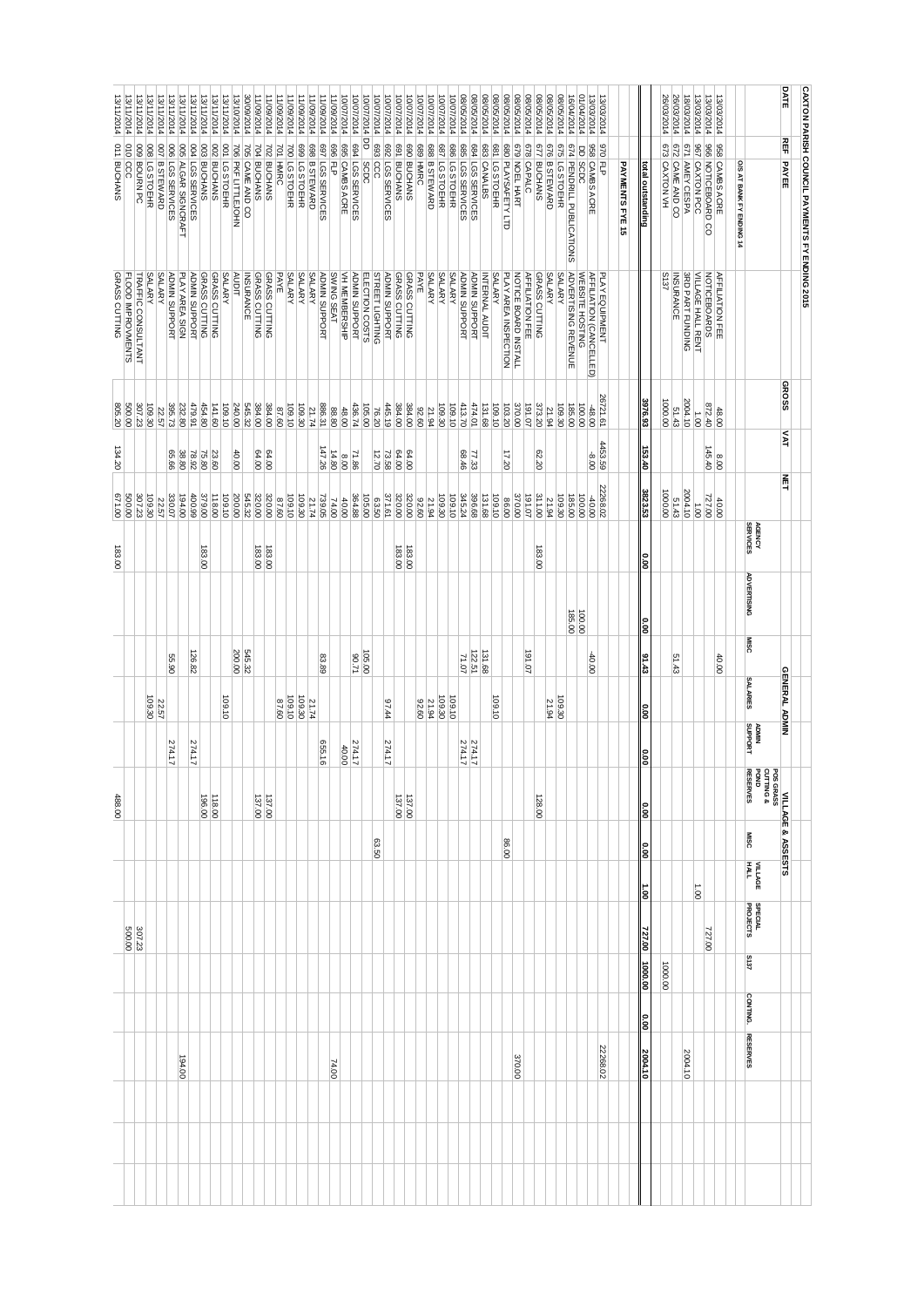# CAXTON PARISH COUNCIL PAYMENTS FY ENDING 2015

| DATE | REF | PAYEE | | GROSS | VAT | NET | GENERAL ADMIN | | | | | VILLAGE & ASSETS | | | | | | |
|---|---|---|---|---|---|---|---|---|---|---|---|---|---|---|---|---|---|---|
| | | | | | | | AGENCY SERVICES | ADVERTISING | MISC | SALARIES | ADMIN SUPPORT | POS GRASS CUTTING & POND RESERVES | MISC | VILLAGE HALL | SPECIAL PROJECTS | S137 | CONTING. | RESERVES |
| | | **O/S AT BANK FY ENDING 14** | | | | | | | | | | | | | | | | |
| 13/03/2014 | 958 | CAMBS ACRE | AFFILIATION FEE | 48.00 | 8.00 | 40.00 | | | 40.00 | | | | | | | | | |
| 13/03/2014 | 966 | NOTICEBOARD CO | NOTICEBOARDS | 872.40 | 145.40 | 727.00 | | | | | | | | | 727.00 | | | |
| 13/03/2014 | 967 | CAXTON PCC | VILLAGE HALL RENT | 1.00 | | 1.00 | | | | | | | | 1.00 | | | | |
| 18/03/2014 | 671 | AMEY CESPA | 3RD PART FUNDING | 2004.10 | | 2004.10 | | | | | | | | | | | | 2004.10 |
| 26/03/2014 | 672 | CAME AND CO | INSURANCE | 51.43 | | 51.43 | | | 51.43 | | | | | | | | | |
| 26/03/2014 | 673 | CAXTON VH | S137 | 1000.00 | | 1000.00 | | | | | | | | | | 1000.00 | | |
| | | **total outstanding** | | **3976.93** | **153.40** | **3823.53** | **0.00** | **0.00** | **91.43** | **0.00** | **0.00** | **0.00** | **0.00** | **1.00** | **727.00** | **1000.00** | **0.00** | **2004.10** |
| | | **PAYMENTS FYE 15** | | | | | | | | | | | | | | | | |
| 13/03/2014 | 970 | FLP | PLAY EQUIPMENT | 26721.61 | 4453.59 | 22268.02 | | | | | | | | | | | | 22268.02 |
| 13/03/2014 | 958 | CAMBS ACRE | AFFILIATION (CANCELLED) | -48.00 | -8.00 | -40.00 | | | -40.00 | | | | | | | | | |
| 01/04/2014 | DD | SCDC | WEBSITE HOSTING | 100.00 | | 100.00 | | 100.00 | | | | | | | | | | |
| 16/04/2014 | 674 | PENDRILL PUBLICATIONS | ADVERTISING REVENUE | 185.00 | | 185.00 | | 185.00 | | | | | | | | | | |
| 08/05/2014 | 675 | LG STOEHR | SALARY | 109.30 | | 109.30 | | | | 109.30 | | | | | | | | |
| 08/05/2014 | 676 | B STEWARD | SALARY | 21.94 | | 21.94 | | | | 21.94 | | | | | | | | |
| 08/05/2014 | 677 | BUCHANS | GRASS CUTTING | 373.20 | 62.20 | 311.00 | 183.00 | | | | | 128.00 | | | | | | |
| 08/05/2014 | 678 | CAPALC | AFFILIATION FEE | 191.07 | | 191.07 | | | 191.07 | | | | | | | | | |
| 08/05/2014 | 679 | NOEL HART | NOTICE BOARD INSTALL | 370.00 | | 370.00 | | | | | | | | | | | | 370.00 |
| 08/05/2014 | 680 | PLAYSAFETY LTD | PLAY AREA INSPECTION | 103.20 | 17.20 | 86.00 | | | | | | | 86.00 | | | | | |
| 08/05/2014 | 681 | LG STOEHR | SALARY | 109.10 | | 109.10 | | | | 109.10 | | | | | | | | |
| 08/05/2014 | 683 | CANALES | INTERNAL AUDIT | 131.68 | | 131.68 | | | 131.68 | | | | | | | | | |
| 08/05/2014 | 684 | LGS SERVICES | ADMIN SUPPORT | 474.01 | 77.33 | 396.68 | | | 122.51 | | 274.17 | | | | | | | |
| 08/05/2014 | 685 | LGS SERVICES | ADMIN SUPPORT | 413.70 | 68.46 | 345.24 | | | 71.07 | | 274.17 | | | | | | | |
| 10/07/2014 | 686 | LG STOEHR | SALARY | 109.10 | | 109.10 | | | | 109.10 | | | | | | | | |
| 10/07/2014 | 687 | LG STOEHR | SALARY | 109.30 | | 109.30 | | | | 109.30 | | | | | | | | |
| 10/07/2014 | 688 | B STEWARD | SALARY | 21.94 | | 21.94 | | | | 21.94 | | | | | | | | |
| 10/07/2014 | 689 | HMRC | PAYE | 92.60 | | 92.60 | | | | 92.60 | | | | | | | | |
| 10/07/2014 | 690 | BUCHANS | GRASS CUTTING | 384.00 | 64.00 | 320.00 | 183.00 | | | | | 137.00 | | | | | | |
| 10/07/2014 | 691 | BUCHANS | GRASS CUTTING | 384.00 | 64.00 | 320.00 | 183.00 | | | | | 137.00 | | | | | | |
| 10/07/2014 | 692 | LGS SERVICES | ADMIN SUPPORT | 445.19 | 73.58 | 371.61 | | | | 97.44 | 274.17 | | | | | | | |
| 10/07/2014 | 693 | CCC | STREET LIGHTING | 76.20 | 12.70 | 63.50 | | | | | | | 63.50 | | | | | |
| 10/07/2014 | DD | SCDC | ELECTION COSTS | 105.00 | | 105.00 | | | 105.00 | | | | | | | | | |
| 10/07/2014 | 694 | LGS SERVICES | ADMIN SUPPORT | 436.74 | 71.86 | 364.88 | | | 90.71 | | 274.17 | | | | | | | |
| 10/07/2014 | 695 | CAMBS ACRE | VH MEMBERSHIP | 48.00 | 8.00 | 40.00 | | | | | 40.00 | | | | | | | |
| 11/09/2014 | 696 | FLP | SWING SEAT | 88.80 | 14.80 | 74.00 | | | | | | | | | | | | 74.00 |
| 11/09/2014 | 697 | LGS SERVICES | ADMIN SUPPORT | 886.31 | 147.26 | 739.05 | | | 83.89 | | 655.16 | | | | | | | |
| 11/09/2014 | 698 | B STEWARD | SALARY | 21.74 | | 21.74 | | | | 21.74 | | | | | | | | |
| 11/09/2014 | 699 | LG STOEHR | SALARY | 109.30 | | 109.30 | | | | 109.30 | | | | | | | | |
| 11/09/2014 | 700 | LG STOEHR | SALARY | 109.10 | | 109.10 | | | | 109.10 | | | | | | | | |
| 11/09/2014 | 701 | HMRC | PAYE | 87.60 | | 87.60 | | | | 87.60 | | | | | | | | |
| 11/09/2014 | 702 | BUCHANS | GRASS CUTTING | 384.00 | 64.00 | 320.00 | 183.00 | | | | | 137.00 | | | | | | |
| 11/09/2014 | 704 | BUCHANS | GRASS CUTTING | 384.00 | 64.00 | 320.00 | 183.00 | | | | | 137.00 | | | | | | |
| 30/09/2014 | 705 | CAME AND CO | INSURANCE | 545.32 | | 545.32 | | | 545.32 | | | | | | | | | |
| 13/10/2014 | 706 | PKF LITTLEJOHN | AUDIT | 240.00 | 40.00 | 200.00 | | | 200.00 | | | | | | | | | |
| 13/11/2014 | 001 | LG STOEHR | SALARY | 109.10 | | 109.10 | | | | 109.10 | | | | | | | | |
| 13/11/2014 | 002 | BUCHANS | GRASS CUTTING | 141.60 | 23.60 | 118.00 | | | | | | 118.00 | | | | | | |
| 13/11/2014 | 003 | BUCHANS | GRASS CUTTING | 454.80 | 75.80 | 379.00 | 183.00 | | | | | 196.00 | | | | | | |
| 13/11/2014 | 004 | LGS SERVICES | ADMIN SUPPORT | 479.91 | 78.92 | 400.99 | | | 126.82 | | 274.17 | | | | | | | |
| 13/11/2014 | 005 | ALGAR SIGNCRAFT | PLAY AREA SIGN | 232.80 | 38.80 | 194.00 | | | | | | | | | | | | 194.00 |
| 13/11/2014 | 006 | LGS SERVICES | ADMIN SUPPORT | 395.73 | 65.66 | 330.07 | | | 55.90 | | 274.17 | | | | | | | |
| 13/11/2014 | 007 | B STEWARD | SALARY | 22.57 | | 22.57 | | | | 22.57 | | | | | | | | |
| 13/11/2014 | 008 | LG STOEHR | SALARY | 109.30 | | 109.30 | | | | 109.30 | | | | | | | | |
| 13/11/2014 | 009 | BOURN PC | TRAFFIC CONSULTANT | 307.23 | | 307.23 | | | | | | | | | 307.23 | | | |
| 13/11/2014 | 010 | CCC | FLOOD IMPROVEMENTS | 500.00 | | 500.00 | | | | | | | | | 500.00 | | | |
| 13/11/2014 | 011 | BUCHANS | GRASS CUTTING | 805.20 | 134.20 | 671.00 | 183.00 | | | | | 488.00 | | | | | | |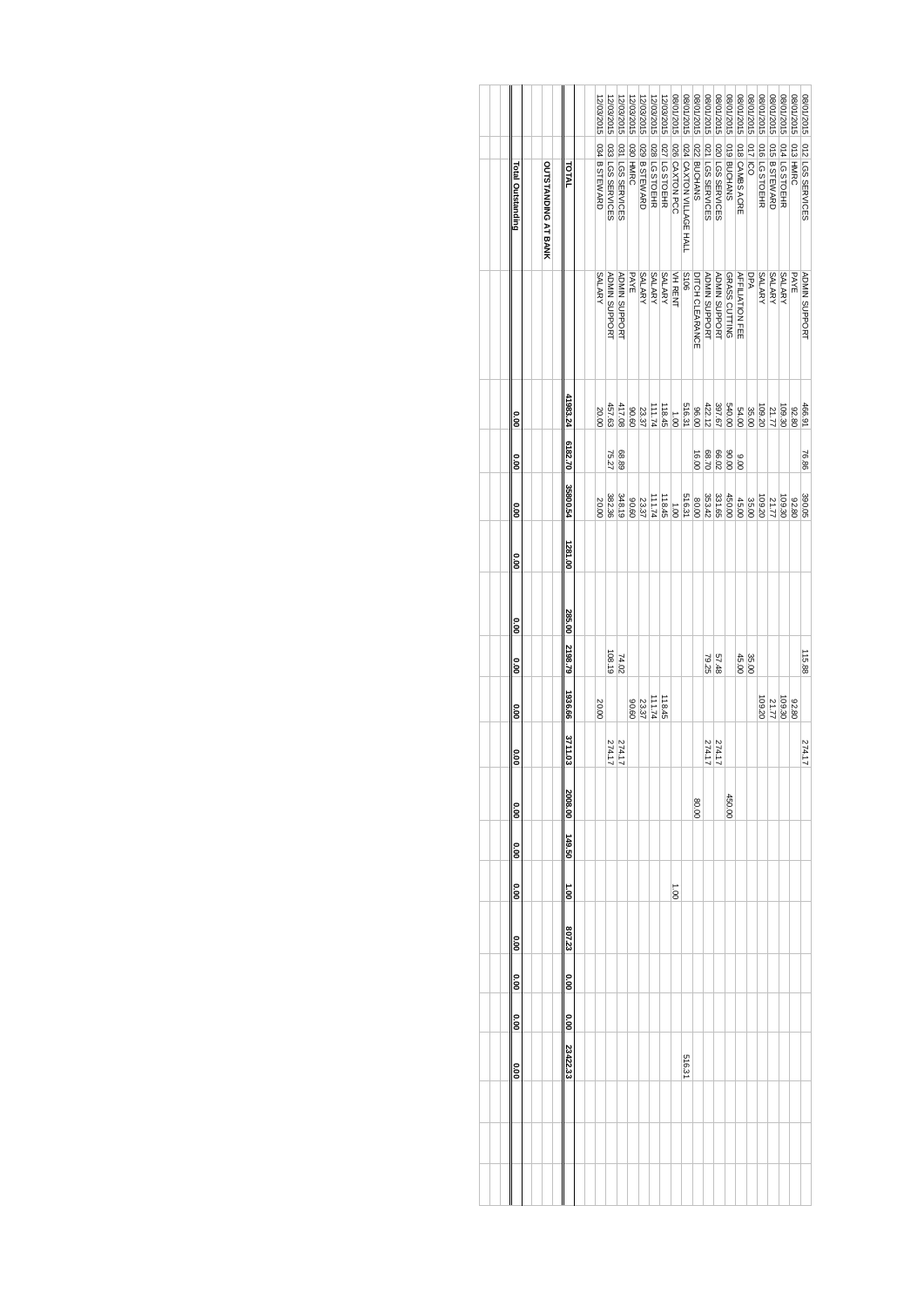| | | | | | | | | | | | | | | | | | | | | | |
|---|---|---|---|---|---|---|---|---|---|---|---|---|---|---|---|---|---|---|---|---|---|
| 08/01/2015 | 012 | LGS SERVICES | ADMIN SUPPORT | 466.91 | 76.86 | 390.05 | | | 115.88 | | 274.17 | | | | | | | | | | |
| 08/01/2015 | 013 | HMRC | PAYE | 92.80 | | 92.80 | | | | 92.80 | | | | | | | | | | | |
| 08/01/2015 | 014 | LG STOEHR | SALARY | 109.30 | | 109.30 | | | | 109.30 | | | | | | | | | | | |
| 08/01/2015 | 015 | B STEWARD | SALARY | 21.77 | | 21.77 | | | | 21.77 | | | | | | | | | | | |
| 08/01/2015 | 016 | LG STOEHR | SALARY | 109.20 | | 109.20 | | | | 109.20 | | | | | | | | | | | |
| 08/01/2015 | 017 | ICO | DPA | 35.00 | | 35.00 | | | 35.00 | | | | | | | | | | | | |
| 08/01/2015 | 018 | CAMBS ACRE | AFFILIATION FEE | 54.00 | 9.00 | 45.00 | | | 45.00 | | | | | | | | | | | | |
| 08/01/2015 | 019 | BUCHANS | GRASS CUTTING | 540.00 | 90.00 | 450.00 | | | | | | 450.00 | | | | | | | | | |
| 08/01/2015 | 020 | LGS SERVICES | ADMIN SUPPORT | 397.67 | 66.02 | 331.65 | | | 57.48 | | 274.17 | | | | | | | | | | |
| 08/01/2015 | 021 | LGS SERVICES | ADMIN SUPPORT | 422.12 | 68.70 | 353.42 | | | 79.25 | | 274.17 | | | | | | | | | | |
| 08/01/2015 | 022 | BUCHANS | DITCH CLEARANCE | 96.00 | 16.00 | 80.00 | | | | | | 80.00 | | | | | | | | | |
| 08/01/2015 | 024 | CAXTON VILLAGE HALL | S106 | 516.31 | | 516.31 | | | | | | | | | | | | 516.31 | | | |
| 08/01/2015 | 026 | CAXTON PCC | VH RENT | 1.00 | | 1.00 | | | | | | | | 1.00 | | | | | | | |
| 12/03/2015 | 027 | LG STOEHR | SALARY | 118.45 | | 118.45 | | | | 118.45 | | | | | | | | | | | |
| 12/03/2015 | 028 | LG STOEHR | SALARY | 111.74 | | 111.74 | | | | 111.74 | | | | | | | | | | | |
| 12/03/2015 | 029 | B STEWARD | SALARY | 23.37 | | 23.37 | | | | 23.37 | | | | | | | | | | | |
| 12/03/2015 | 030 | HMRC | PAYE | 90.60 | | 90.60 | | | | 90.60 | | | | | | | | | | | |
| 12/03/2015 | 031 | LGS SERVICES | ADMIN SUPPORT | 417.08 | 68.89 | 348.19 | | | 74.02 | | 274.17 | | | | | | | | | | |
| 12/03/2015 | 033 | LGS SERVICES | ADMIN SUPPORT | 457.63 | 75.27 | 382.36 | | | 108.19 | | 274.17 | | | | | | | | | | |
| 12/03/2015 | 034 | B STEWARD | SALARY | 20.00 | | 20.00 | | | | 20.00 | | | | | | | | | | | |
| | | **TOTAL** | | **41963.24** | **6182.70** | **35800.54** | **1281.00** | **285.00** | **2198.79** | **1936.66** | **3711.03** | **2008.00** | **149.50** | **1.00** | **807.23** | **0.00** | **0.00** | **23422.33** | | | |
| | | **OUTSTANDING AT BANK** | | | | | | | | | | | | | | | | | | | |
| | | | | | | | | | | | | | | | | | | | | | |
| | | **Total Outstanding** | | 0.00 | 0.00 | 0.00 | 0.00 | 0.00 | 0.00 | 0.00 | 0.00 | 0.00 | 0.00 | 0.00 | 0.00 | 0.00 | 0.00 | 0.00 | | | |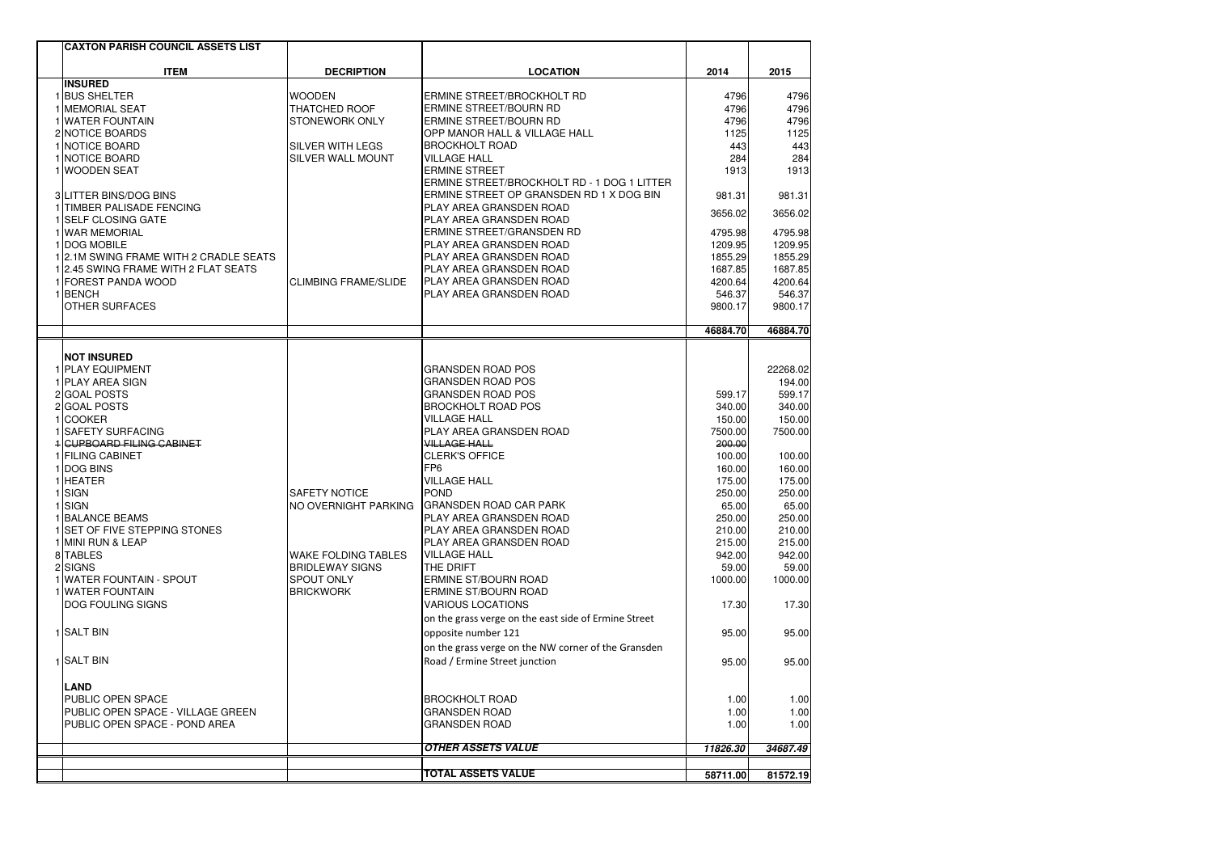| | **CAXTON PARISH COUNCIL ASSETS LIST** | | | | |
|---|---|---|---|---|---|
| | **ITEM** | **DECRIPTION** | **LOCATION** | **2014** | **2015** |
| | **INSURED** | | | | |
| 1 | BUS SHELTER | WOODEN | ERMINE STREET/BROCKHOLT RD | 4796 | 4796 |
| 1 | MEMORIAL SEAT | THATCHED ROOF | ERMINE STREET/BOURN RD | 4796 | 4796 |
| 1 | WATER FOUNTAIN | STONEWORK ONLY | ERMINE STREET/BOURN RD | 4796 | 4796 |
| 2 | NOTICE BOARDS | | OPP MANOR HALL & VILLAGE HALL | 1125 | 1125 |
| 1 | NOTICE BOARD | SILVER WITH LEGS | BROCKHOLT ROAD | 443 | 443 |
| 1 | NOTICE BOARD | SILVER WALL MOUNT | VILLAGE HALL | 284 | 284 |
| 1 | WOODEN SEAT | | ERMINE STREET | 1913 | 1913 |
| 3 | LITTER BINS/DOG BINS | | ERMINE STREET/BROCKHOLT RD - 1 DOG 1 LITTER ERMINE STREET OP GRANSDEN RD 1 X DOG BIN | 981.31 | 981.31 |
| 1 | TIMBER PALISADE FENCING | | PLAY AREA GRANSDEN ROAD | 3656.02 | 3656.02 |
| 1 | SELF CLOSING GATE | | PLAY AREA GRANSDEN ROAD | | |
| 1 | WAR MEMORIAL | | ERMINE STREET/GRANSDEN RD | 4795.98 | 4795.98 |
| 1 | DOG MOBILE | | PLAY AREA GRANSDEN ROAD | 1209.95 | 1209.95 |
| 1 | 2.1M SWING FRAME WITH 2 CRADLE SEATS | | PLAY AREA GRANSDEN ROAD | 1855.29 | 1855.29 |
| 1 | 2.45 SWING FRAME WITH 2 FLAT SEATS | | PLAY AREA GRANSDEN ROAD | 1687.85 | 1687.85 |
| 1 | FOREST PANDA WOOD | CLIMBING FRAME/SLIDE | PLAY AREA GRANSDEN ROAD | 4200.64 | 4200.64 |
| 1 | BENCH | | PLAY AREA GRANSDEN ROAD | 546.37 | 546.37 |
| | OTHER SURFACES | | | 9800.17 | 9800.17 |
| | | | | **46884.70** | **46884.70** |
| | **NOT INSURED** | | | | |
| 1 | PLAY EQUIPMENT | | GRANSDEN ROAD POS | | 22268.02 |
| 1 | PLAY AREA SIGN | | GRANSDEN ROAD POS | | 194.00 |
| 2 | GOAL POSTS | | GRANSDEN ROAD POS | 599.17 | 599.17 |
| 2 | GOAL POSTS | | BROCKHOLT ROAD POS | 340.00 | 340.00 |
| 1 | COOKER | | VILLAGE HALL | 150.00 | 150.00 |
| 1 | SAFETY SURFACING | | PLAY AREA GRANSDEN ROAD | 7500.00 | 7500.00 |
| ~~1~~ | ~~CUPBOARD FILING CABINET~~ | | ~~VILLAGE HALL~~ | ~~200.00~~ | |
| 1 | FILING CABINET | | CLERK'S OFFICE | 100.00 | 100.00 |
| 1 | DOG BINS | | FP6 | 160.00 | 160.00 |
| 1 | HEATER | | VILLAGE HALL | 175.00 | 175.00 |
| 1 | SIGN | SAFETY NOTICE | POND | 250.00 | 250.00 |
| 1 | SIGN | NO OVERNIGHT PARKING | GRANSDEN ROAD CAR PARK | 65.00 | 65.00 |
| 1 | BALANCE BEAMS | | PLAY AREA GRANSDEN ROAD | 250.00 | 250.00 |
| 1 | SET OF FIVE STEPPING STONES | | PLAY AREA GRANSDEN ROAD | 210.00 | 210.00 |
| 1 | MINI RUN & LEAP | | PLAY AREA GRANSDEN ROAD | 215.00 | 215.00 |
| 8 | TABLES | WAKE FOLDING TABLES | VILLAGE HALL | 942.00 | 942.00 |
| 2 | SIGNS | BRIDLEWAY SIGNS | THE DRIFT | 59.00 | 59.00 |
| 1 | WATER FOUNTAIN - SPOUT | SPOUT ONLY | ERMINE ST/BOURN ROAD | 1000.00 | 1000.00 |
| 1 | WATER FOUNTAIN | BRICKWORK | ERMINE ST/BOURN ROAD | | |
| | DOG FOULING SIGNS | | VARIOUS LOCATIONS | 17.30 | 17.30 |
| 1 | SALT BIN | | on the grass verge on the east side of Ermine Street opposite number 121 | 95.00 | 95.00 |
| 1 | SALT BIN | | on the grass verge on the NW corner of the Gransden Road / Ermine Street junction | 95.00 | 95.00 |
| | **LAND** | | | | |
| | PUBLIC OPEN SPACE | | BROCKHOLT ROAD | 1.00 | 1.00 |
| | PUBLIC OPEN SPACE - VILLAGE GREEN | | GRANSDEN ROAD | 1.00 | 1.00 |
| | PUBLIC OPEN SPACE - POND AREA | | GRANSDEN ROAD | 1.00 | 1.00 |
| | | | ***OTHER ASSETS VALUE*** | ***11826.30*** | ***34687.49*** |
| | | | **TOTAL ASSETS VALUE** | **58711.00** | **81572.19** |